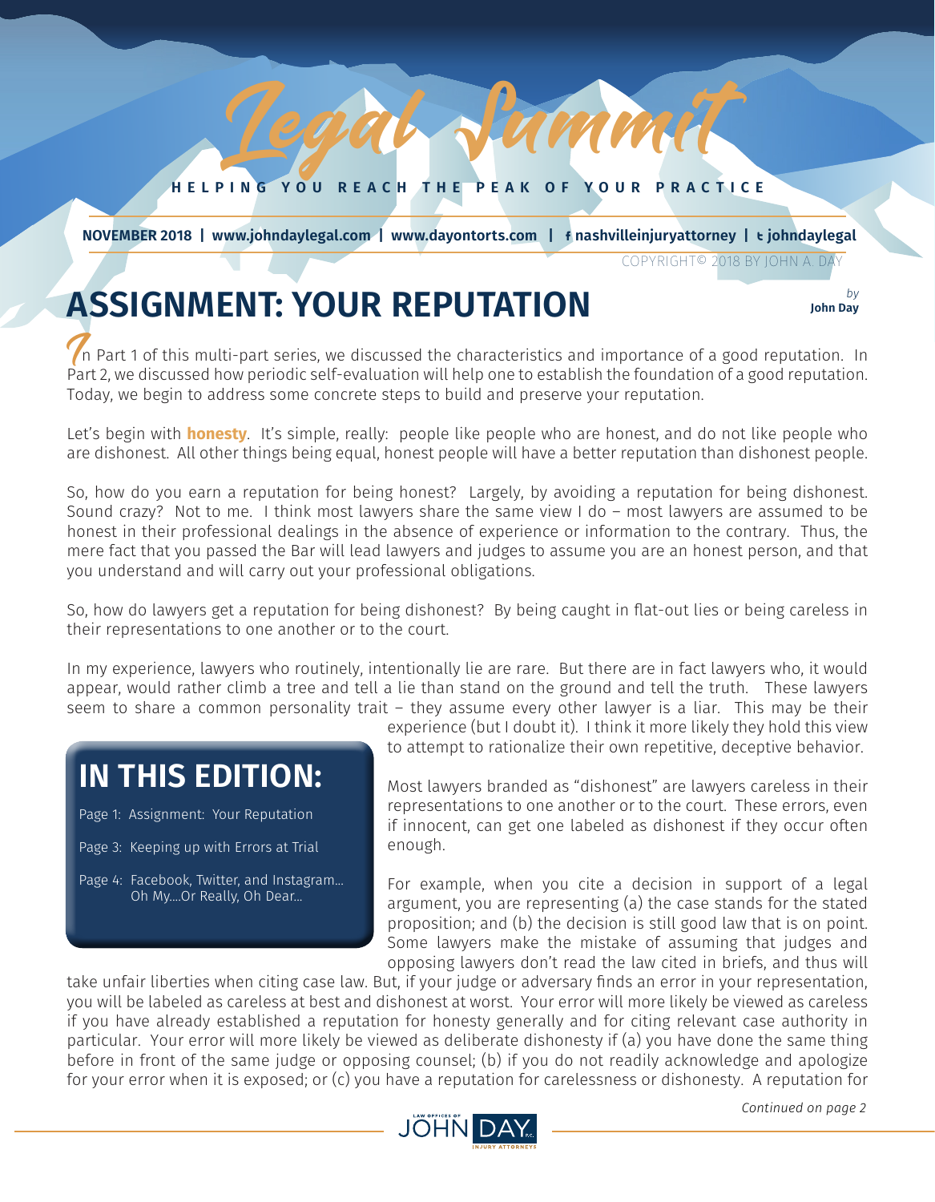# Legal Summit

HELPING YOU REACH THE PEAK OF YOUR PRACTICE

**NOVEMBER 2018 | www.johndaylegal.com | www.dayontorts.com | nashvilleinjuryattorney | johndaylegal**

COPYRIGHT© 2018 BY JOHN A. DAY

## ASSIGNMENT: YOUR REPUTATION

*by* **John Day**

In Part 1 of this multi-part series, we discussed the characteristics and importance of a good reputation. In Part 2, we discussed how periodic self-evaluation will help one to establish the foundation of a good reputation. Today, we begin to address some concrete steps to build and preserve your reputation.

Let's begin with **honesty**. It's simple, really: people like people who are honest, and do not like people who are dishonest. All other things being equal, honest people will have a better reputation than dishonest people.

So, how do you earn a reputation for being honest? Largely, by avoiding a reputation for being dishonest. Sound crazy? Not to me. I think most lawyers share the same view I do – most lawyers are assumed to be honest in their professional dealings in the absence of experience or information to the contrary. Thus, the mere fact that you passed the Bar will lead lawyers and judges to assume you are an honest person, and that you understand and will carry out your professional obligations.

So, how do lawyers get a reputation for being dishonest? By being caught in flat-out lies or being careless in their representations to one another or to the court.

In my experience, lawyers who routinely, intentionally lie are rare. But there are in fact lawyers who, it would appear, would rather climb a tree and tell a lie than stand on the ground and tell the truth. These lawyers seem to share a common personality trait – they assume every other lawyer is a liar. This may be their experience (but I doubt it). I think it more likely they hold this view to attempt to rationalize their own repetitive, deceptive behavior.

Most lawyers branded as "dishonest" are lawyers careless in their representations to one another or to the court. These errors, even if innocent, can get one labeled as dishonest if they occur often enough.

For example, when you cite a decision in support of a legal argument, you are representing (a) the case stands for the stated proposition; and (b) the decision is still good law that is on point. Some lawyers make the mistake of assuming that judges and opposing lawyers don't read the law cited in briefs, and thus will take unfair liberties when citing case law. But, if your judge or adversary finds an error in your representation, you will be labeled as careless at best and dishonest at worst. Your error will more likely be viewed as careless if you have already established a reputation for honesty generally and for citing relevant case authority in particular. Your error will more likely be viewed as deliberate dishonesty if (a) you have done the same thing before in front of the same judge or opposing counsel; (b) if you do not readily acknowledge and apologize for your error when it is exposed; or (c) you have a reputation for carelessness or dishonesty. A reputation for

*Continued on page 2*

## IN THIS EDITION:

Page 1: Assignment: Your Reputation

Page 3: Keeping up with Errors at Trial

Page 4: Facebook, Twitter, and Instagram... Oh My....Or Really, Oh Dear...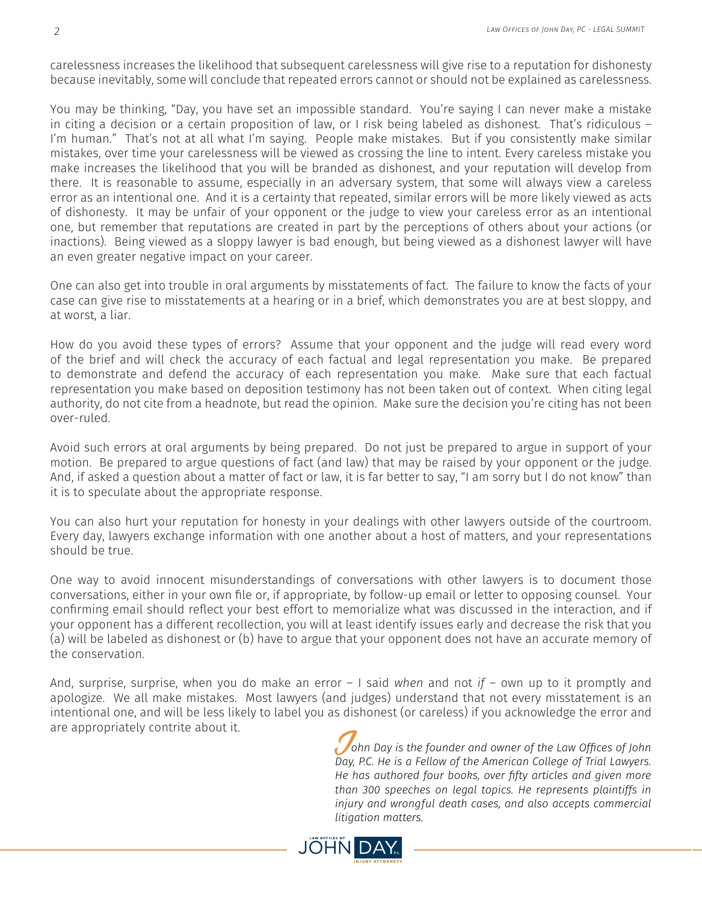carelessness increases the likelihood that subsequent carelessness will give rise to a reputation for dishonesty because inevitably, some will conclude that repeated errors cannot or should not be explained as carelessness.

You may be thinking, "Day, you have set an impossible standard. You're saying I can never make a mistake in citing a decision or a certain proposition of law, or I risk being labeled as dishonest. That's ridiculous – I'm human." That's not at all what I'm saying. People make mistakes. But if you consistently make similar mistakes, over time your carelessness will be viewed as crossing the line to intent. Every careless mistake you make increases the likelihood that you will be branded as dishonest, and your reputation will develop from there. It is reasonable to assume, especially in an adversary system, that some will always view a careless error as an intentional one. And it is a certainty that repeated, similar errors will be more likely viewed as acts of dishonesty. It may be unfair of your opponent or the judge to view your careless error as an intentional one, but remember that reputations are created in part by the perceptions of others about your actions (or inactions). Being viewed as a sloppy lawyer is bad enough, but being viewed as a dishonest lawyer will have an even greater negative impact on your career.

One can also get into trouble in oral arguments by misstatements of fact. The failure to know the facts of your case can give rise to misstatements at a hearing or in a brief, which demonstrates you are at best sloppy, and at worst, a liar.

How do you avoid these types of errors? Assume that your opponent and the judge will read every word of the brief and will check the accuracy of each factual and legal representation you make. Be prepared to demonstrate and defend the accuracy of each representation you make. Make sure that each factual representation you make based on deposition testimony has not been taken out of context. When citing legal authority, do not cite from a headnote, but read the opinion. Make sure the decision you're citing has not been over-ruled.

Avoid such errors at oral arguments by being prepared. Do not just be prepared to argue in support of your motion. Be prepared to argue questions of fact (and law) that may be raised by your opponent or the judge. And, if asked a question about a matter of fact or law, it is far better to say, "I am sorry but I do not know" than it is to speculate about the appropriate response.

You can also hurt your reputation for honesty in your dealings with other lawyers outside of the courtroom. Every day, lawyers exchange information with one another about a host of matters, and your representations should be true.

One way to avoid innocent misunderstandings of conversations with other lawyers is to document those conversations, either in your own file or, if appropriate, by follow-up email or letter to opposing counsel. Your confirming email should reflect your best effort to memorialize what was discussed in the interaction, and if your opponent has a different recollection, you will at least identify issues early and decrease the risk that you (a) will be labeled as dishonest or (b) have to argue that your opponent does not have an accurate memory of the conservation.

And, surprise, surprise, when you do make an error – I said *when* and not *if* – own up to it promptly and apologize. We all make mistakes. Most lawyers (and judges) understand that not every misstatement is an intentional one, and will be less likely to label you as dishonest (or careless) if you acknowledge the error and are appropriately contrite about it.

*John Day is the founder and owner of the Law Offices of John Day, P.C. He is a Fellow of the American College of Trial Lawyers. He has authored four books, over fifty articles and given more than 300 speeches on legal topics. He represents plaintiffs in injury and wrongful death cases, and also accepts commercial litigation matters.*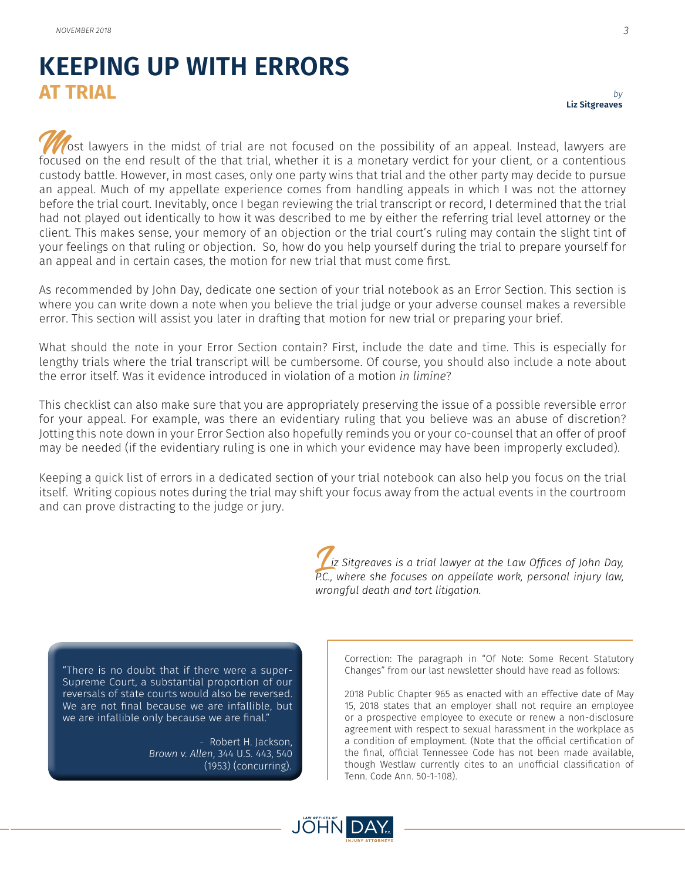# KEEPING UP WITH ERRORS AT TRIAL

*by* **Liz Sitgreaves**

Most lawyers in the midst of trial are not focused on the possibility of an appeal. Instead, lawyers are focused on the end result of the that trial, whether it is a monetary verdict for your client, or a contentious custody battle. However, in most cases, only one party wins that trial and the other party may decide to pursue an appeal. Much of my appellate experience comes from handling appeals in which I was not the attorney before the trial court. Inevitably, once I began reviewing the trial transcript or record, I determined that the trial had not played out identically to how it was described to me by either the referring trial level attorney or the client. This makes sense, your memory of an objection or the trial court's ruling may contain the slight tint of your feelings on that ruling or objection. So, how do you help yourself during the trial to prepare yourself for an appeal and in certain cases, the motion for new trial that must come first.

As recommended by John Day, dedicate one section of your trial notebook as an Error Section. This section is where you can write down a note when you believe the trial judge or your adverse counsel makes a reversible error. This section will assist you later in drafting that motion for new trial or preparing your brief.

What should the note in your Error Section contain? First, include the date and time. This is especially for lengthy trials where the trial transcript will be cumbersome. Of course, you should also include a note about the error itself. Was it evidence introduced in violation of a motion *in limine*?

This checklist can also make sure that you are appropriately preserving the issue of a possible reversible error for your appeal. For example, was there an evidentiary ruling that you believe was an abuse of discretion? Jotting this note down in your Error Section also hopefully reminds you or your co-counsel that an offer of proof may be needed (if the evidentiary ruling is one in which your evidence may have been improperly excluded).

Keeping a quick list of errors in a dedicated section of your trial notebook can also help you focus on the trial itself. Writing copious notes during the trial may shift your focus away from the actual events in the courtroom and can prove distracting to the judge or jury.

*Liz Sitgreaves is a trial lawyer at the Law Offices of John Day, P.C., where she focuses on appellate work, personal injury law, wrongful death and tort litigation.*

"There is no doubt that if there were a super-Supreme Court, a substantial proportion of our reversals of state courts would also be reversed. We are not final because we are infallible, but we are infallible only because we are final."

- Robert H. Jackson, *Brown v. Allen*, 344 U.S. 443, 540 (1953) (concurring).

Correction: The paragraph in "Of Note: Some Recent Statutory Changes" from our last newsletter should have read as follows:

2018 Public Chapter 965 as enacted with an effective date of May 15, 2018 states that an employer shall not require an employee or a prospective employee to execute or renew a non-disclosure agreement with respect to sexual harassment in the workplace as a condition of employment. (Note that the official certification of the final, official Tennessee Code has not been made available, though Westlaw currently cites to an unofficial classification of Tenn. Code Ann. 50-1-108).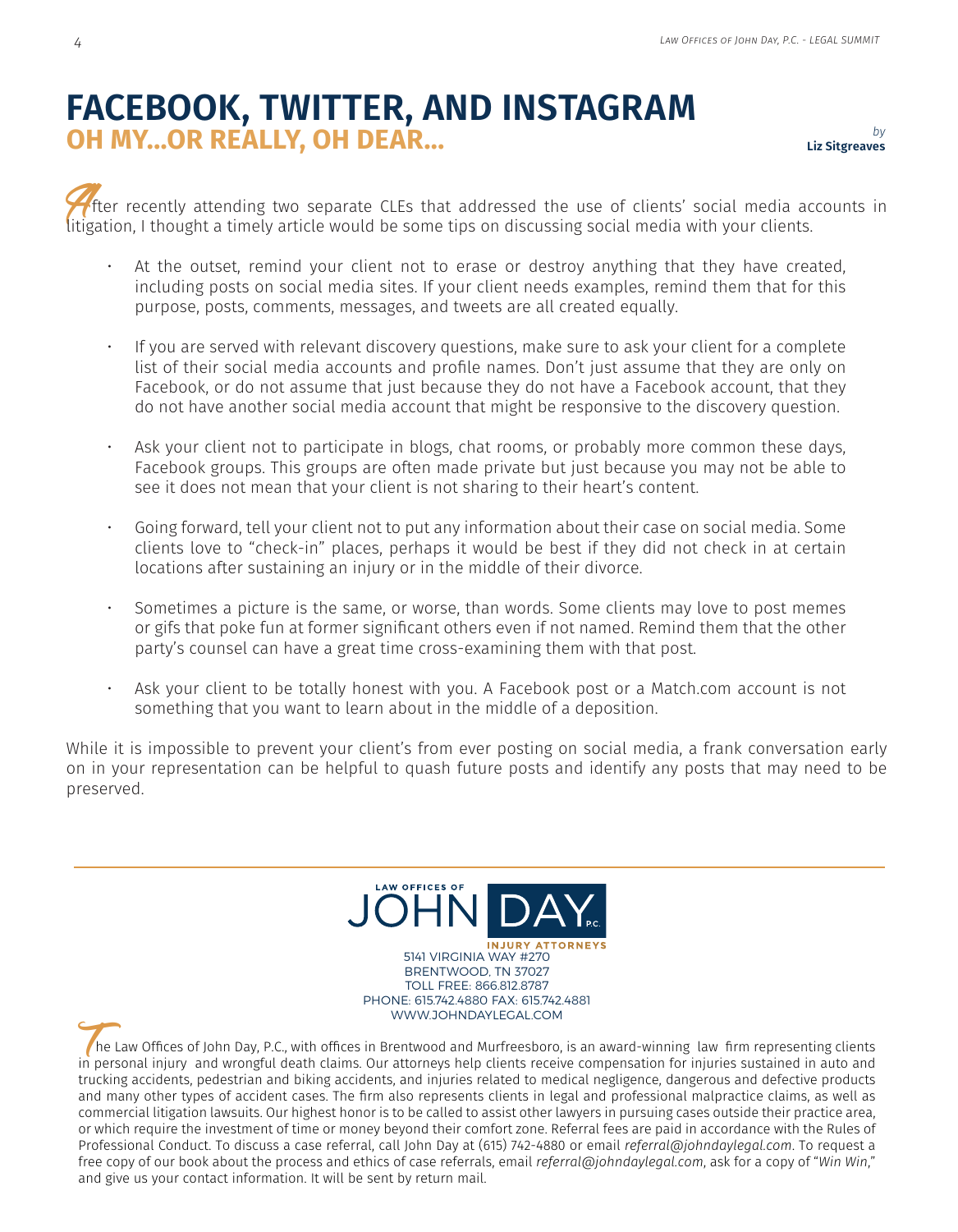# FACEBOOK, TWITTER, AND INSTAGRAM

## OH MY...OR REALLY, OH DEAR...

*by*
**Liz Sitgreaves**

After recently attending two separate CLEs that addressed the use of clients' social media accounts in litigation, I thought a timely article would be some tips on discussing social media with your clients.

- At the outset, remind your client not to erase or destroy anything that they have created, including posts on social media sites. If your client needs examples, remind them that for this purpose, posts, comments, messages, and tweets are all created equally.
- If you are served with relevant discovery questions, make sure to ask your client for a complete list of their social media accounts and profile names. Don't just assume that they are only on Facebook, or do not assume that just because they do not have a Facebook account, that they do not have another social media account that might be responsive to the discovery question.
- Ask your client not to participate in blogs, chat rooms, or probably more common these days, Facebook groups. This groups are often made private but just because you may not be able to see it does not mean that your client is not sharing to their heart's content.
- Going forward, tell your client not to put any information about their case on social media. Some clients love to "check-in" places, perhaps it would be best if they did not check in at certain locations after sustaining an injury or in the middle of their divorce.
- Sometimes a picture is the same, or worse, than words. Some clients may love to post memes or gifs that poke fun at former significant others even if not named. Remind them that the other party's counsel can have a great time cross-examining them with that post.
- Ask your client to be totally honest with you. A Facebook post or a Match.com account is not something that you want to learn about in the middle of a deposition.

While it is impossible to prevent your client's from ever posting on social media, a frank conversation early on in your representation can be helpful to quash future posts and identify any posts that may need to be preserved.

---

LAW OFFICES OF JOHN DAY P.C.
INJURY ATTORNEYS
5141 VIRGINIA WAY #270
BRENTWOOD, TN 37027
TOLL FREE: 866.812.8787
PHONE: 615.742.4880 FAX: 615.742.4881
WWW.JOHNDAYLEGAL.COM

The Law Offices of John Day, P.C., with offices in Brentwood and Murfreesboro, is an award-winning law firm representing clients in personal injury and wrongful death claims. Our attorneys help clients receive compensation for injuries sustained in auto and trucking accidents, pedestrian and biking accidents, and injuries related to medical negligence, dangerous and defective products and many other types of accident cases. The firm also represents clients in legal and professional malpractice claims, as well as commercial litigation lawsuits. Our highest honor is to be called to assist other lawyers in pursuing cases outside their practice area, or which require the investment of time or money beyond their comfort zone. Referral fees are paid in accordance with the Rules of Professional Conduct. To discuss a case referral, call John Day at (615) 742-4880 or email *referral@johndaylegal.com*. To request a free copy of our book about the process and ethics of case referrals, email *referral@johndaylegal.com*, ask for a copy of "*Win Win*," and give us your contact information. It will be sent by return mail.